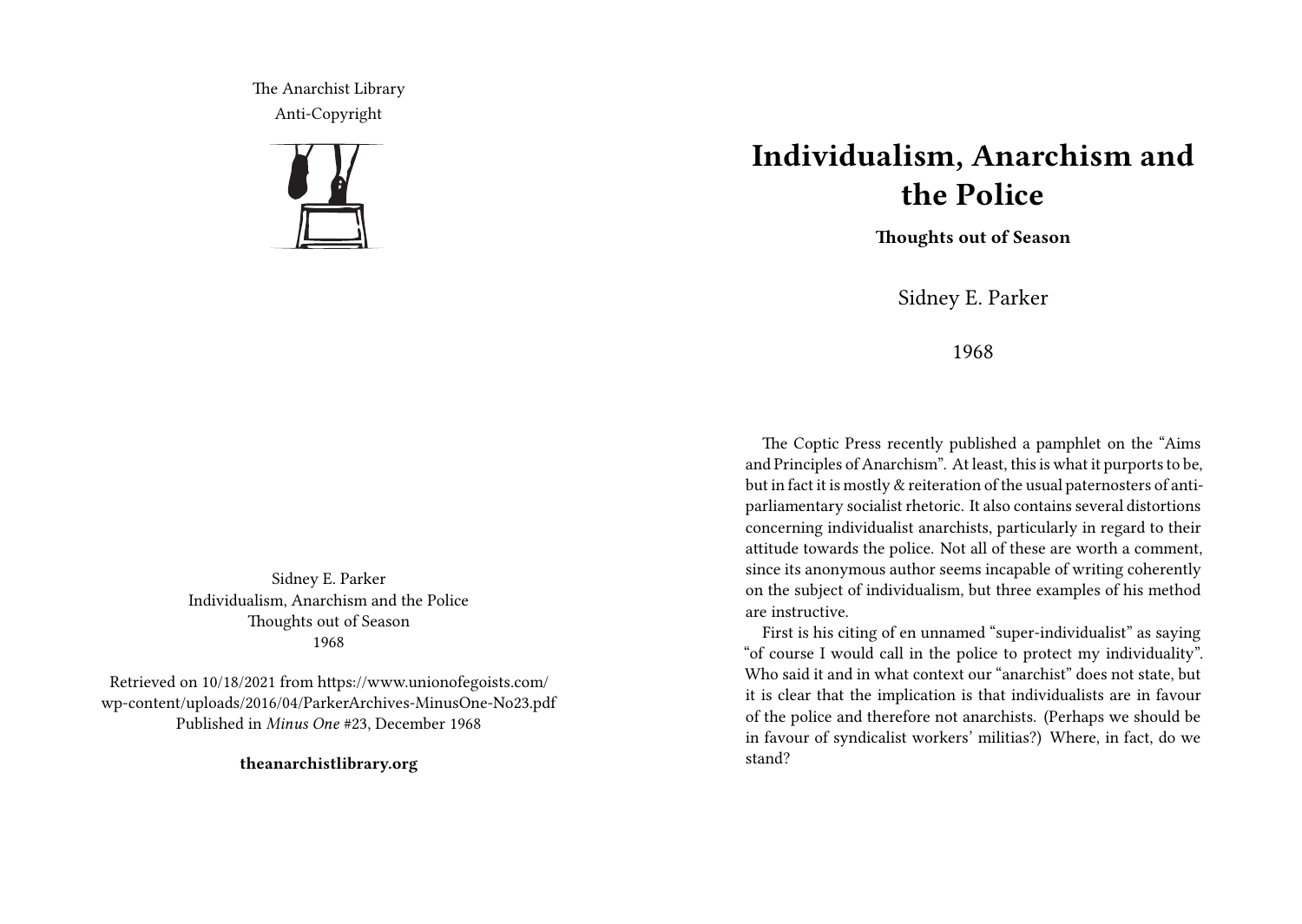The Anarchist Library
Anti-Copyright

Sidney E. Parker
Individualism, Anarchism and the Police
Thoughts out of Season
1968

Retrieved on 10/18/2021 from https://www.unionofegoists.com/wp-content/uploads/2016/04/ParkerArchives-MinusOne-No23.pdf
Published in *Minus One* #23, December 1968

**theanarchistlibrary.org**

# Individualism, Anarchism and the Police

**Thoughts out of Season**

Sidney E. Parker

1968

The Coptic Press recently published a pamphlet on the "Aims and Principles of Anarchism". At least, this is what it purports to be, but in fact it is mostly & reiteration of the usual paternosters of anti-parliamentary socialist rhetoric. It also contains several distortions concerning individualist anarchists, particularly in regard to their attitude towards the police. Not all of these are worth a comment, since its anonymous author seems incapable of writing coherently on the subject of individualism, but three examples of his method are instructive.

First is his citing of en unnamed "super-individualist" as saying "of course I would call in the police to protect my individuality". Who said it and in what context our "anarchist" does not state, but it is clear that the implication is that individualists are in favour of the police and therefore not anarchists. (Perhaps we should be in favour of syndicalist workers' militias?) Where, in fact, do we stand?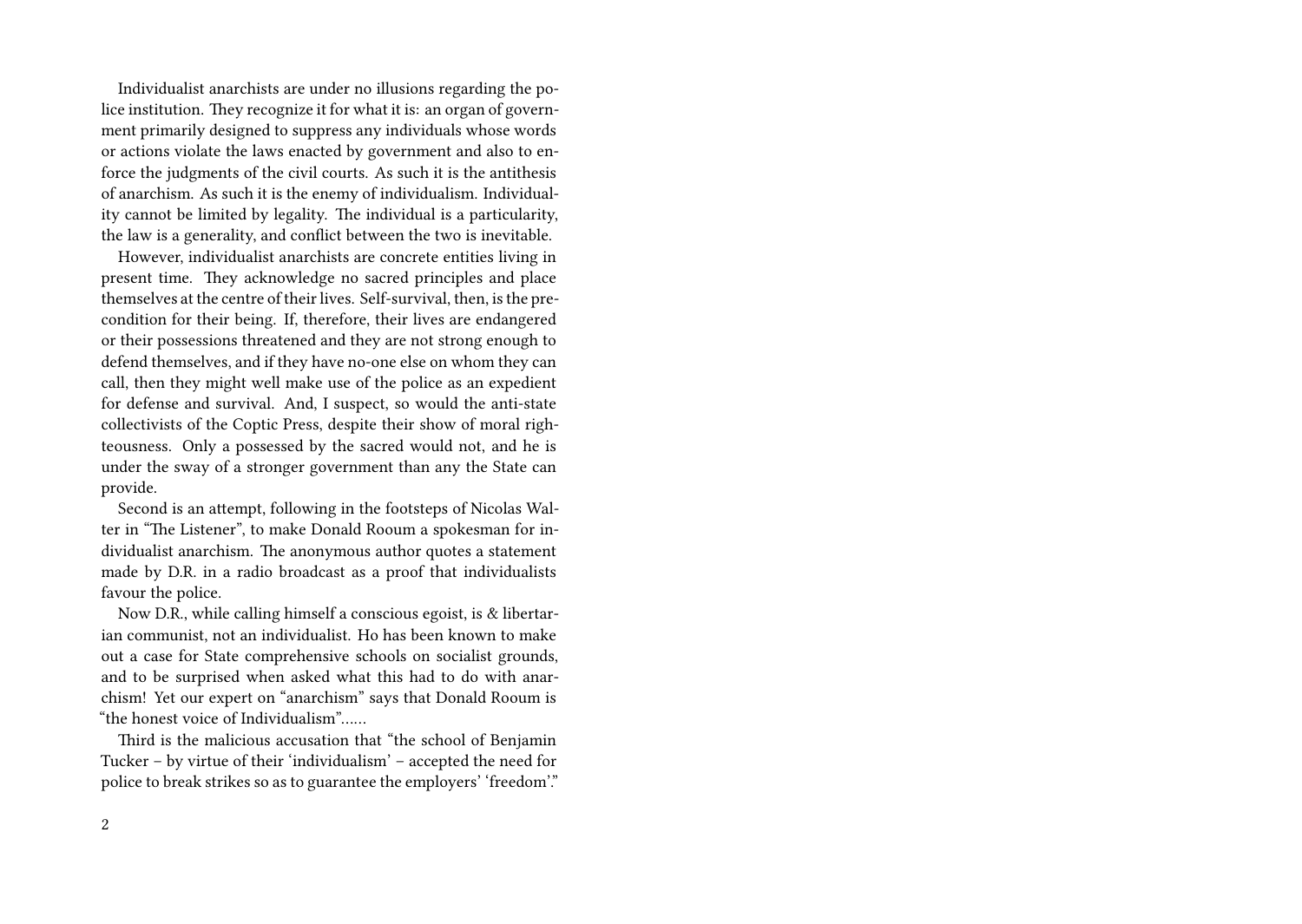Individualist anarchists are under no illusions regarding the police institution. They recognize it for what it is: an organ of government primarily designed to suppress any individuals whose words or actions violate the laws enacted by government and also to enforce the judgments of the civil courts. As such it is the antithesis of anarchism. As such it is the enemy of individualism. Individuality cannot be limited by legality. The individual is a particularity, the law is a generality, and conflict between the two is inevitable.

However, individualist anarchists are concrete entities living in present time. They acknowledge no sacred principles and place themselves at the centre of their lives. Self-survival, then, is the precondition for their being. If, therefore, their lives are endangered or their possessions threatened and they are not strong enough to defend themselves, and if they have no-one else on whom they can call, then they might well make use of the police as an expedient for defense and survival. And, I suspect, so would the anti-state collectivists of the Coptic Press, despite their show of moral righteousness. Only a possessed by the sacred would not, and he is under the sway of a stronger government than any the State can provide.

Second is an attempt, following in the footsteps of Nicolas Walter in "The Listener", to make Donald Rooum a spokesman for individualist anarchism. The anonymous author quotes a statement made by D.R. in a radio broadcast as a proof that individualists favour the police.

Now D.R., while calling himself a conscious egoist, is & libertarian communist, not an individualist. Ho has been known to make out a case for State comprehensive schools on socialist grounds, and to be surprised when asked what this had to do with anarchism! Yet our expert on "anarchism" says that Donald Rooum is "the honest voice of Individualism"……

Third is the malicious accusation that "the school of Benjamin Tucker – by virtue of their 'individualism' – accepted the need for police to break strikes so as to guarantee the employers' 'freedom'."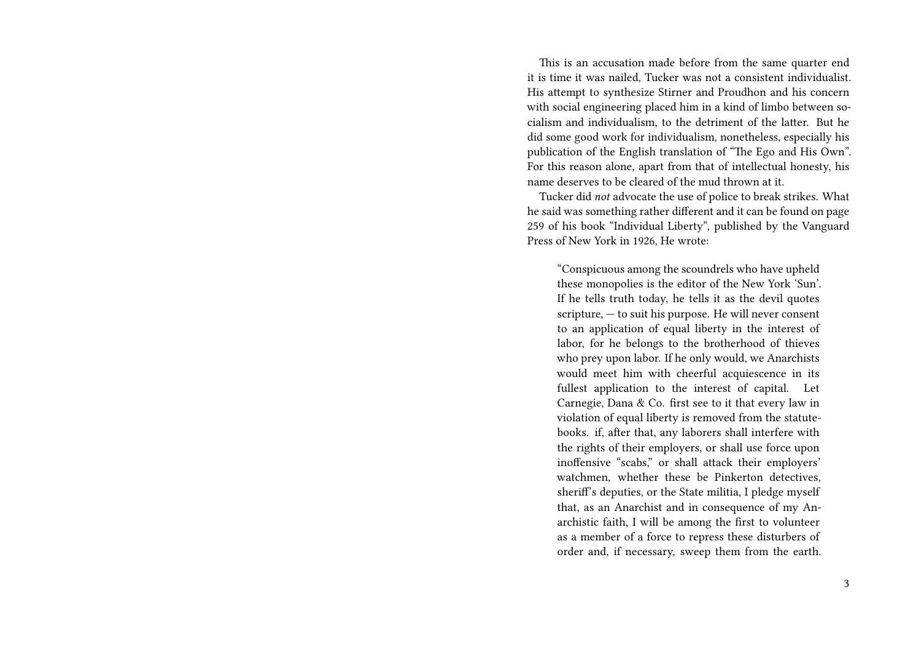This is an accusation made before from the same quarter end it is time it was nailed, Tucker was not a consistent individualist. His attempt to synthesize Stirner and Proudhon and his concern with social engineering placed him in a kind of limbo between socialism and individualism, to the detriment of the latter. But he did some good work for individualism, nonetheless, especially his publication of the English translation of "The Ego and His Own". For this reason alone, apart from that of intellectual honesty, his name deserves to be cleared of the mud thrown at it.

Tucker did *not* advocate the use of police to break strikes. What he said was something rather different and it can be found on page 259 of his book "Individual Liberty", published by the Vanguard Press of New York in 1926, He wrote:

> "Conspicuous among the scoundrels who have upheld these monopolies is the editor of the New York 'Sun'. If he tells truth today, he tells it as the devil quotes scripture, — to suit his purpose. He will never consent to an application of equal liberty in the interest of labor, for he belongs to the brotherhood of thieves who prey upon labor. If he only would, we Anarchists would meet him with cheerful acquiescence in its fullest application to the interest of capital. Let Carnegie, Dana & Co. first see to it that every law in violation of equal liberty is removed from the statute-books. if, after that, any laborers shall interfere with the rights of their employers, or shall use force upon inoffensive "scabs," or shall attack their employers' watchmen, whether these be Pinkerton detectives, sheriff's deputies, or the State militia, I pledge myself that, as an Anarchist and in consequence of my Anarchistic faith, I will be among the first to volunteer as a member of a force to repress these disturbers of order and, if necessary, sweep them from the earth.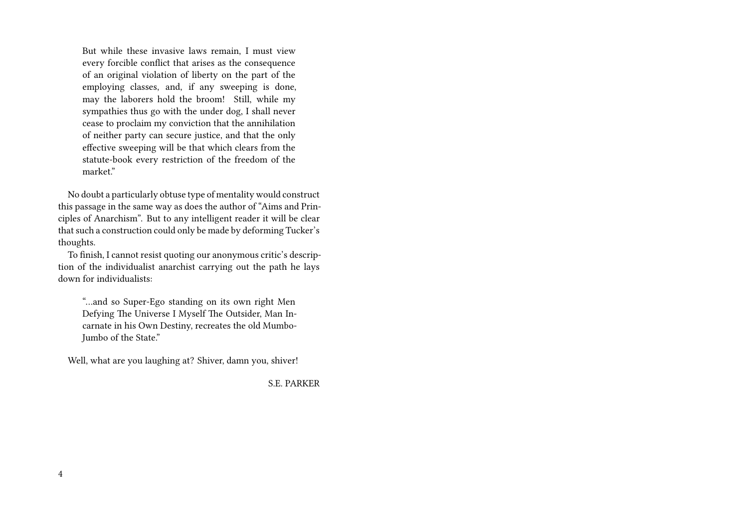> But while these invasive laws remain, I must view every forcible conflict that arises as the consequence of an original violation of liberty on the part of the employing classes, and, if any sweeping is done, may the laborers hold the broom! Still, while my sympathies thus go with the under dog, I shall never cease to proclaim my conviction that the annihilation of neither party can secure justice, and that the only effective sweeping will be that which clears from the statute-book every restriction of the freedom of the market."

No doubt a particularly obtuse type of mentality would construct this passage in the same way as does the author of "Aims and Principles of Anarchism". But to any intelligent reader it will be clear that such a construction could only be made by deforming Tucker's thoughts.

To finish, I cannot resist quoting our anonymous critic's description of the individualist anarchist carrying out the path he lays down for individualists:

> "…and so Super-Ego standing on its own right Men Defying The Universe I Myself The Outsider, Man Incarnate in his Own Destiny, recreates the old Mumbo-Jumbo of the State."

Well, what are you laughing at? Shiver, damn you, shiver!

S.E. PARKER